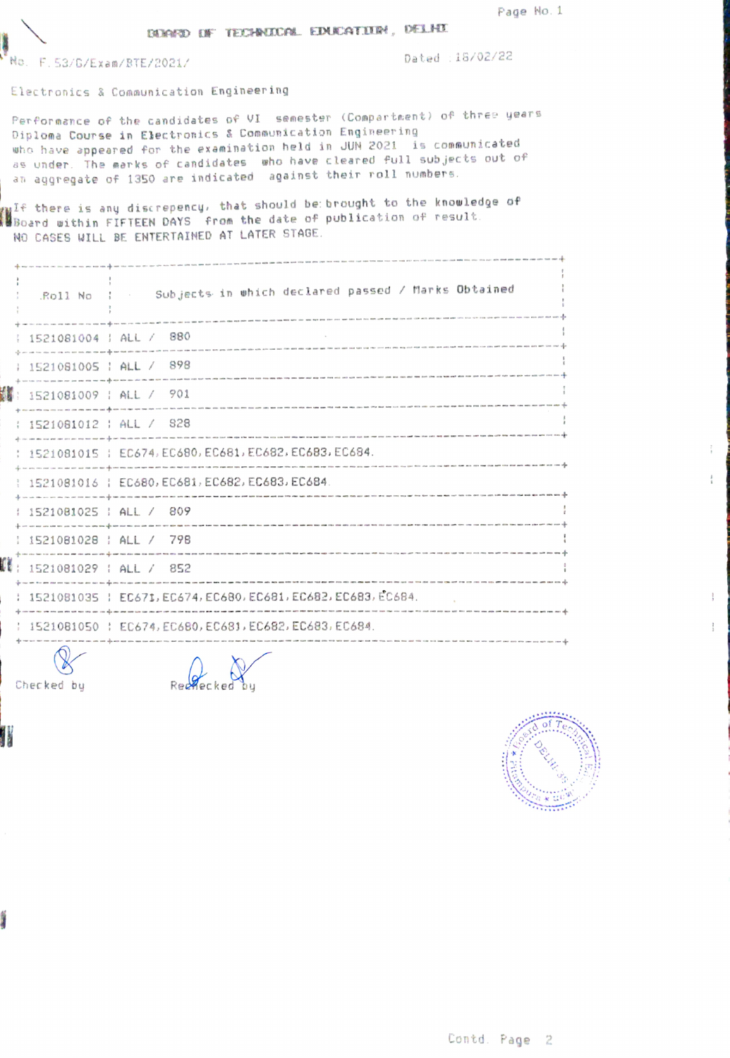# BOARD OF TECHNICAL EDUCATION, DELHI

No. F.53/G/Exam/BTE/2021/ Dated 16/02/22

Electronics & Communication Engineering

Performance of the candidates of VI semester (Compartment) of three years Diploma Course in Electronics & Communication Engineering who have appeared for the examination held in JUN 2021 is communicated as under. The marks of candidates who have cleared full subjects out of an aggregate of 1350 are indicated against their roll numbers.

If there is any discrepency, that should be brought to the knowledge of Board within FIFTEEN DAYS from the date of publication of result.
NO CASES WILL BE ENTERTAINED AT LATER STAGE.

| Roll No | Subjects in which declared passed / Marks Obtained |
| --- | --- |
| 1521081004 | ALL / 880 |
| 1521081005 | ALL / 898 |
| 1521081009 | ALL / 901 |
| 1521081012 | ALL / 828 |
| 1521081015 | EC674, EC680, EC681, EC682, EC683, EC684. |
| 1521081016 | EC680, EC681, EC682, EC683, EC684. |
| 1521081025 | ALL / 809 |
| 1521081028 | ALL / 798 |
| 1521081029 | ALL / 852 |
| 1521081035 | EC671, EC674, EC680, EC681, EC682, EC683, EC684. |
| 1521081050 | EC674, EC680, EC681, EC682, EC683, EC684. |

Checked by Rechecked by

Contd. Page 2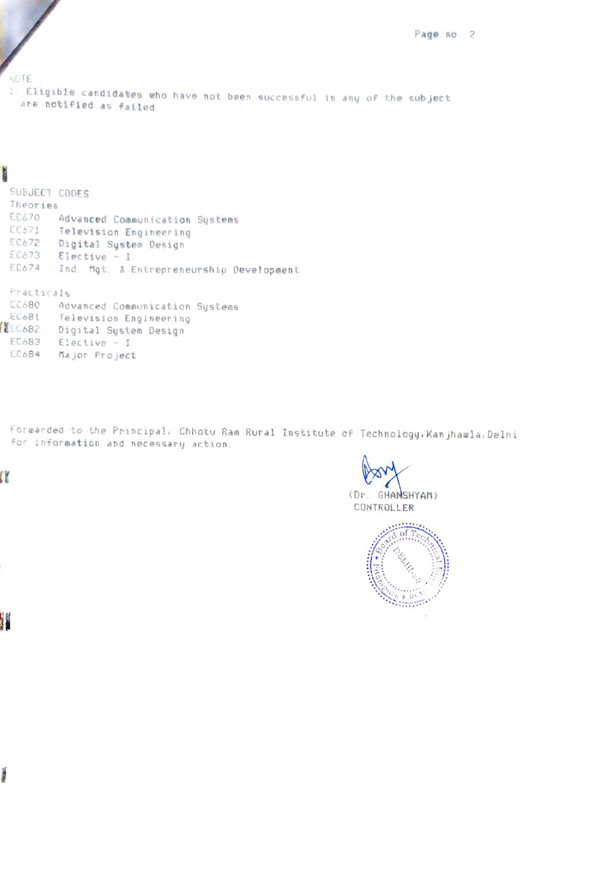NOTE :

1. Eligible candidates who have not been successful in any of the subject are notified as failed

SUBJECT CODES :

Theories

| | |
|---|---|
| EC670 | Advanced Communication Systems |
| EC671 | Television Engineering |
| EC672 | Digital System Design |
| EC673 | Elective - I |
| EC674 | Ind. Mgt. & Entrepreneurship Development |

Practicals

| | |
|---|---|
| EC680 | Advanced Communication Systems |
| EC681 | Television Engineering |
| EC682 | Digital System Design |
| EC683 | Elective - I |
| EC684 | Major Project |

Forwarded to the Principal, Chhotu Ram Rural Institute of Technology, Kanjhawla, Delhi for information and necessary action.

(Dr. GHANSHYAM)
CONTROLLER